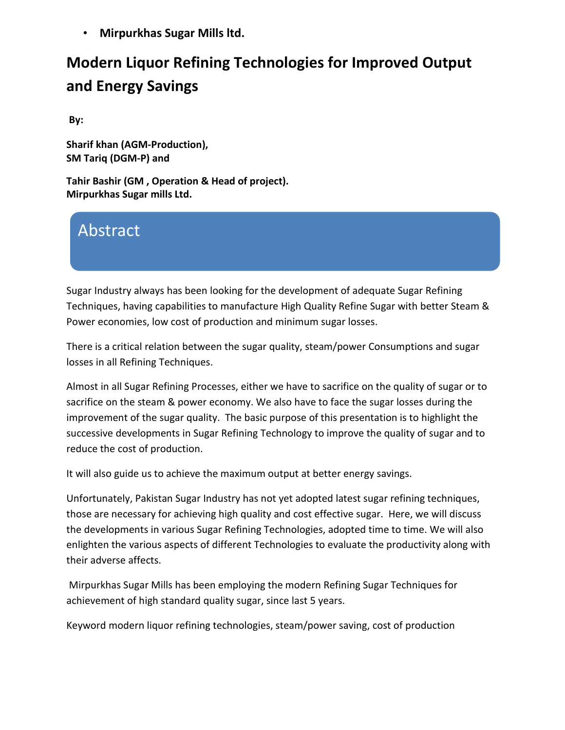- **Mirpurkhas Sugar Mills ltd.**

# Modern Liquor Refining Technologies for Improved Output and Energy Savings

**By:**

**Sharif khan (AGM-Production),**
**SM Tariq (DGM-P) and**

**Tahir Bashir (GM , Operation & Head of project).**
**Mirpurkhas Sugar mills Ltd.**

## Abstract

Sugar Industry always has been looking for the development of adequate Sugar Refining Techniques, having capabilities to manufacture High Quality Refine Sugar with better Steam & Power economies, low cost of production and minimum sugar losses.

There is a critical relation between the sugar quality, steam/power Consumptions and sugar losses in all Refining Techniques.

Almost in all Sugar Refining Processes, either we have to sacrifice on the quality of sugar or to sacrifice on the steam & power economy. We also have to face the sugar losses during the improvement of the sugar quality. The basic purpose of this presentation is to highlight the successive developments in Sugar Refining Technology to improve the quality of sugar and to reduce the cost of production.

It will also guide us to achieve the maximum output at better energy savings.

Unfortunately, Pakistan Sugar Industry has not yet adopted latest sugar refining techniques, those are necessary for achieving high quality and cost effective sugar. Here, we will discuss the developments in various Sugar Refining Technologies, adopted time to time. We will also enlighten the various aspects of different Technologies to evaluate the productivity along with their adverse affects.

Mirpurkhas Sugar Mills has been employing the modern Refining Sugar Techniques for achievement of high standard quality sugar, since last 5 years.

Keyword modern liquor refining technologies, steam/power saving, cost of production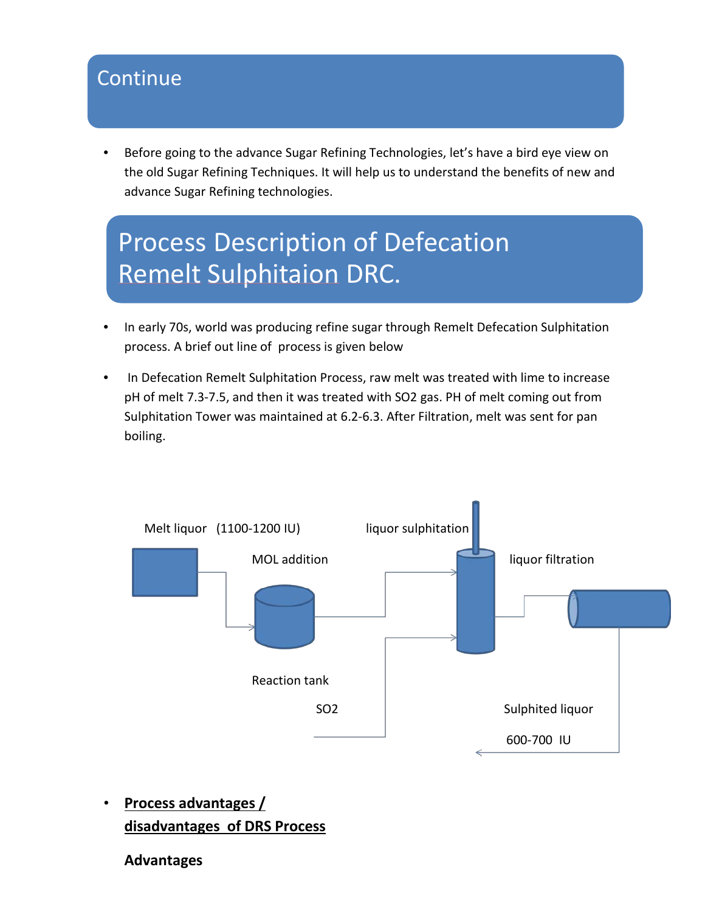## Continue

- Before going to the advance Sugar Refining Technologies, let's have a bird eye view on the old Sugar Refining Techniques. It will help us to understand the benefits of new and advance Sugar Refining technologies.

## Process Description of Defecation Remelt Sulphitaion DRC.

- In early 70s, world was producing refine sugar through Remelt Defecation Sulphitation process. A brief out line of process is given below
- In Defecation Remelt Sulphitation Process, raw melt was treated with lime to increase pH of melt 7.3-7.5, and then it was treated with $SO_2$ gas. PH of melt coming out from Sulphitation Tower was maintained at 6.2-6.3. After Filtration, melt was sent for pan boiling.

Melt liquor (1100-1200 IU)

MOL addition

Reaction tank

liquor sulphitation

SO2

liquor filtration

Sulphited liquor

600-700 IU

- **<u>Process advantages / disadvantages of DRS Process</u>**

**Advantages**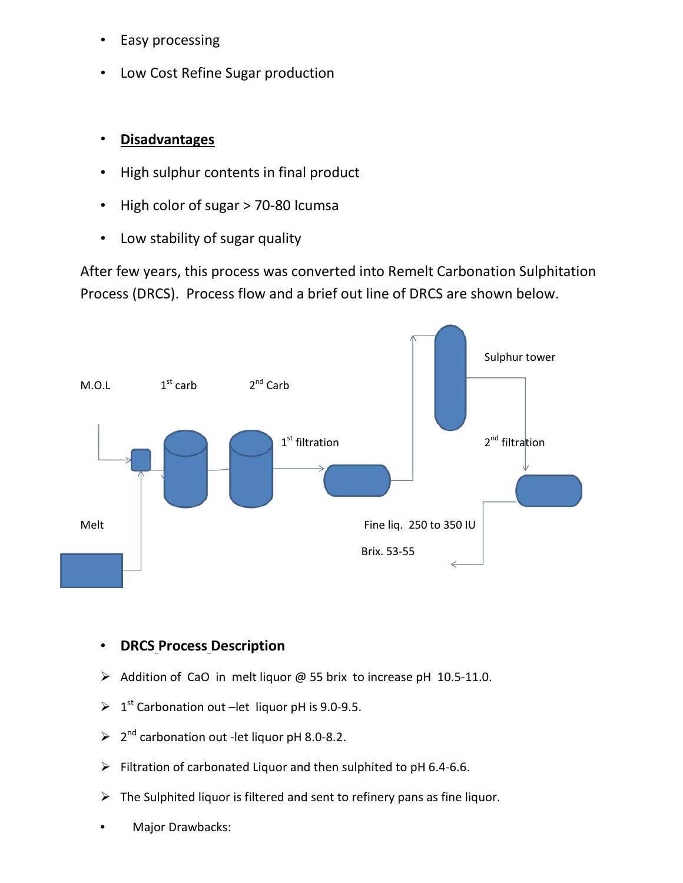- Easy processing
- Low Cost Refine Sugar production

- **<u>Disadvantages</u>**
- High sulphur contents in final product
- High color of sugar > 70-80 Icumsa
- Low stability of sugar quality

After few years, this process was converted into Remelt Carbonation Sulphitation Process (DRCS). Process flow and a brief out line of DRCS are shown below.

M.O.L

Melt

1st carb

2nd Carb

1st filtration

Sulphur tower

2nd filtration

Fine liq. 250 to 350 IU

Brix. 53-55

- **DRCS Process Description**

➢ Addition of CaO in melt liquor @ 55 brix to increase pH 10.5-11.0.

➢ 1st Carbonation out –let liquor pH is 9.0-9.5.

➢ 2nd carbonation out -let liquor pH 8.0-8.2.

➢ Filtration of carbonated Liquor and then sulphited to pH 6.4-6.6.

➢ The Sulphited liquor is filtered and sent to refinery pans as fine liquor.

- Major Drawbacks: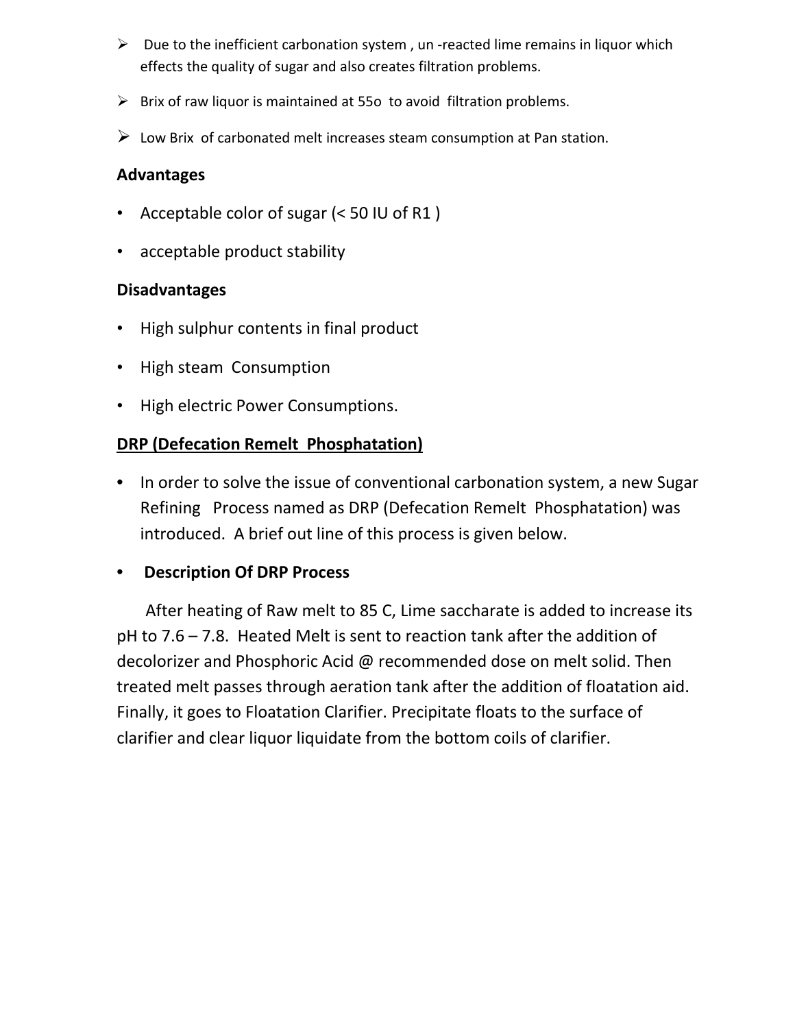- Due to the inefficient carbonation system , un -reacted lime remains in liquor which effects the quality of sugar and also creates filtration problems.
- Brix of raw liquor is maintained at 55o to avoid filtration problems.
- Low Brix of carbonated melt increases steam consumption at Pan station.

### Advantages

- Acceptable color of sugar (< 50 IU of R1 )
- acceptable product stability

### Disadvantages

- High sulphur contents in final product
- High steam Consumption
- High electric Power Consumptions.

### DRP (Defecation Remelt Phosphatation)

- In order to solve the issue of conventional carbonation system, a new Sugar Refining Process named as DRP (Defecation Remelt Phosphatation) was introduced. A brief out line of this process is given below.
- **Description Of DRP Process**

After heating of Raw melt to 85 C, Lime saccharate is added to increase its pH to 7.6 – 7.8. Heated Melt is sent to reaction tank after the addition of decolorizer and Phosphoric Acid @ recommended dose on melt solid. Then treated melt passes through aeration tank after the addition of floatation aid. Finally, it goes to Floatation Clarifier. Precipitate floats to the surface of clarifier and clear liquor liquidate from the bottom coils of clarifier.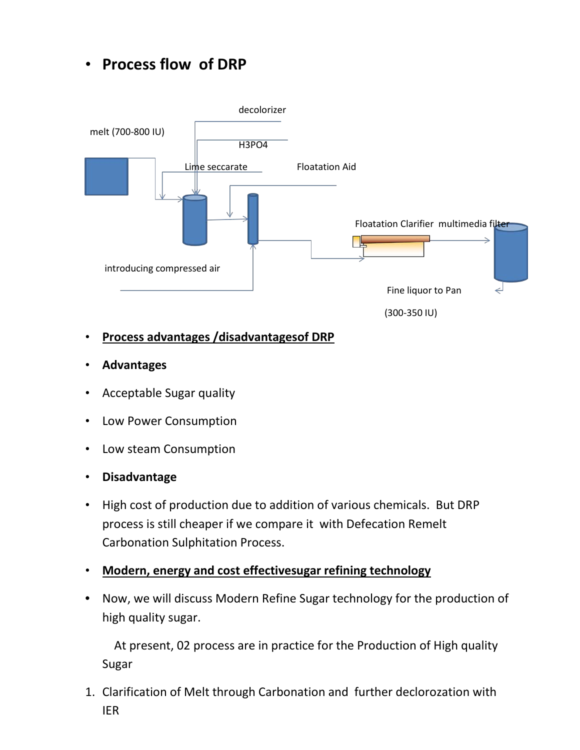- **Process flow of DRP**

decolorizer

melt (700-800 IU)

H3PO4

Lime seccarate

Floatation Aid

Floatation Clarifier multimedia filter

introducing compressed air

Fine liquor to Pan

(300-350 IU)

- **Process advantages /disadvantagesof DRP**
- **Advantages**
- Acceptable Sugar quality
- Low Power Consumption
- Low steam Consumption
- **Disadvantage**
- High cost of production due to addition of various chemicals. But DRP process is still cheaper if we compare it with Defecation Remelt Carbonation Sulphitation Process.
- **Modern, energy and cost effectivesugar refining technology**
- Now, we will discuss Modern Refine Sugar technology for the production of high quality sugar.

  At present, 02 process are in practice for the Production of High quality Sugar

1. Clarification of Melt through Carbonation and further declorozation with IER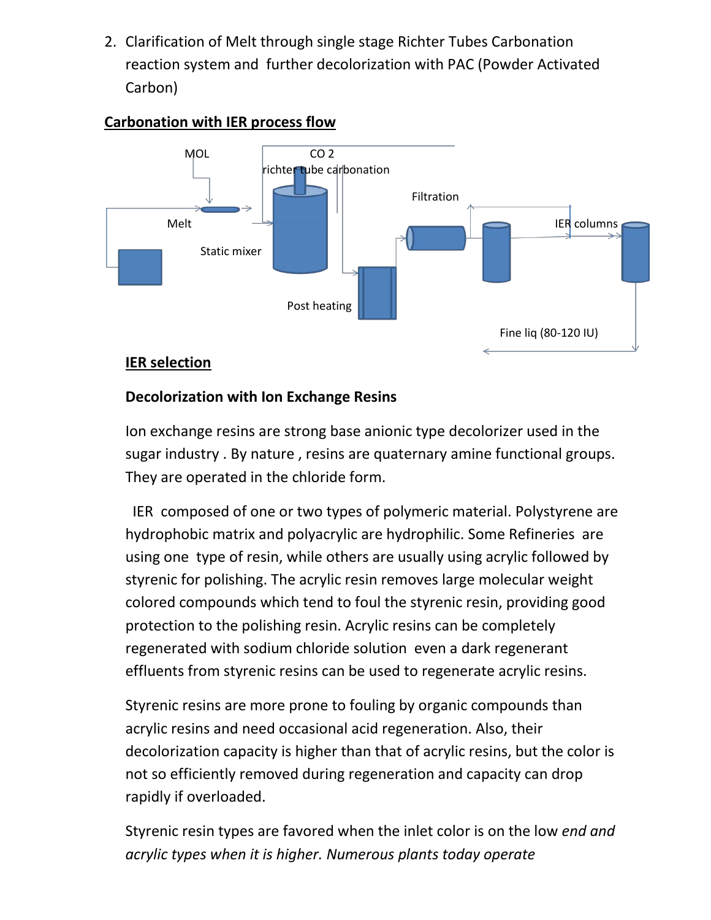2. Clarification of Melt through single stage Richter Tubes Carbonation reaction system and further decolorization with PAC (Powder Activated Carbon)

**Carbonation with IER process flow**

MOL

$CO_2$

richter-tube carbonation

Filtration

Melt

IER columns

Static mixer

Post heating

Fine liq (80-120 IU)

**IER selection**

**Decolorization with Ion Exchange Resins**

Ion exchange resins are strong base anionic type decolorizer used in the sugar industry . By nature , resins are quaternary amine functional groups. They are operated in the chloride form.

IER composed of one or two types of polymeric material. Polystyrene are hydrophobic matrix and polyacrylic are hydrophilic. Some Refineries are using one type of resin, while others are usually using acrylic followed by styrenic for polishing. The acrylic resin removes large molecular weight colored compounds which tend to foul the styrenic resin, providing good protection to the polishing resin. Acrylic resins can be completely regenerated with sodium chloride solution even a dark regenerant effluents from styrenic resins can be used to regenerate acrylic resins.

Styrenic resins are more prone to fouling by organic compounds than acrylic resins and need occasional acid regeneration. Also, their decolorization capacity is higher than that of acrylic resins, but the color is not so efficiently removed during regeneration and capacity can drop rapidly if overloaded.

Styrenic resin types are favored when the inlet color is on the low *end and acrylic types when it is higher. Numerous plants today operate*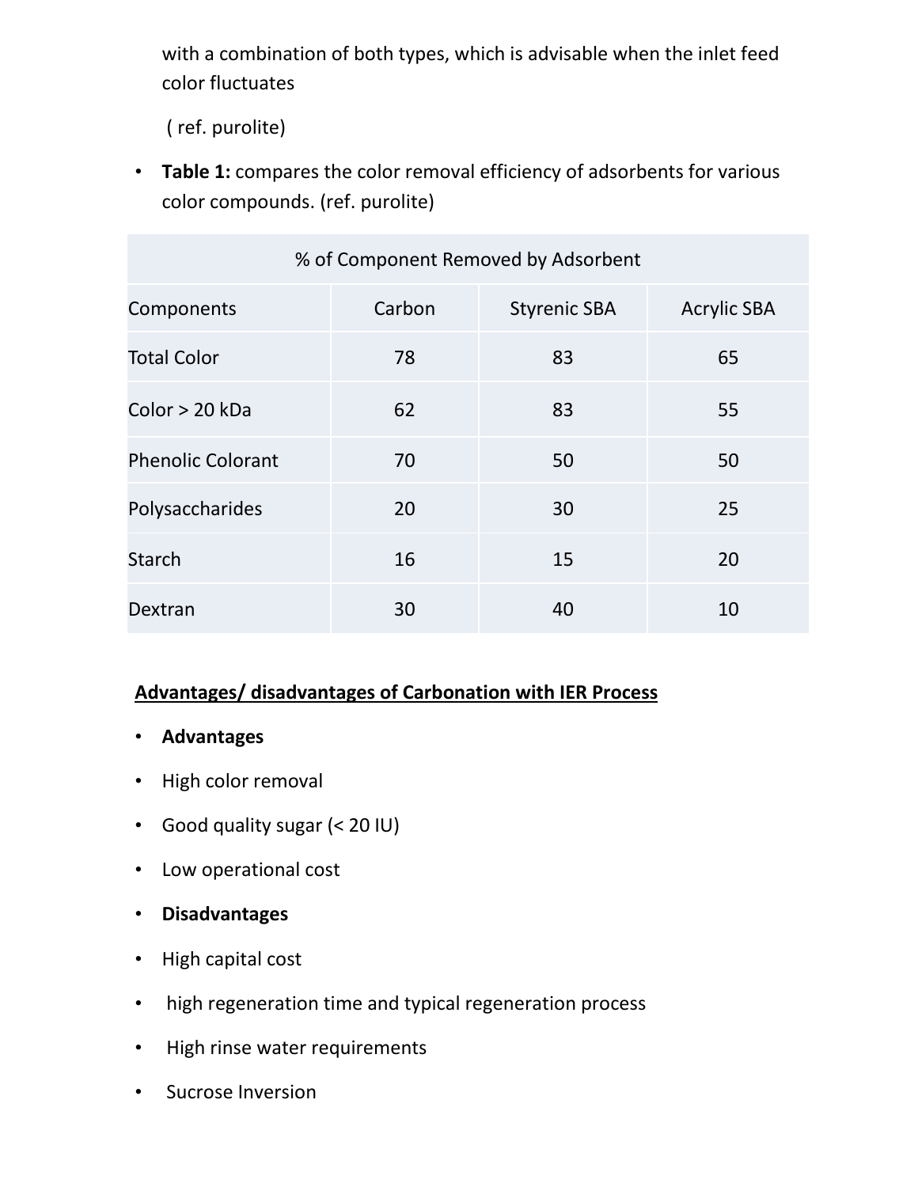with a combination of both types, which is advisable when the inlet feed color fluctuates

( ref. purolite)

- **Table 1:** compares the color removal efficiency of adsorbents for various color compounds. (ref. purolite)

| % of Component Removed by Adsorbent | | | |
|---|---|---|---|
| Components | Carbon | Styrenic SBA | Acrylic SBA |
| Total Color | 78 | 83 | 65 |
| Color > 20 kDa | 62 | 83 | 55 |
| Phenolic Colorant | 70 | 50 | 50 |
| Polysaccharides | 20 | 30 | 25 |
| Starch | 16 | 15 | 20 |
| Dextran | 30 | 40 | 10 |

**<u>Advantages/ disadvantages of Carbonation with IER Process</u>**

- **Advantages**
- High color removal
- Good quality sugar (< 20 IU)
- Low operational cost
- **Disadvantages**
- High capital cost
- high regeneration time and typical regeneration process
- High rinse water requirements
- Sucrose Inversion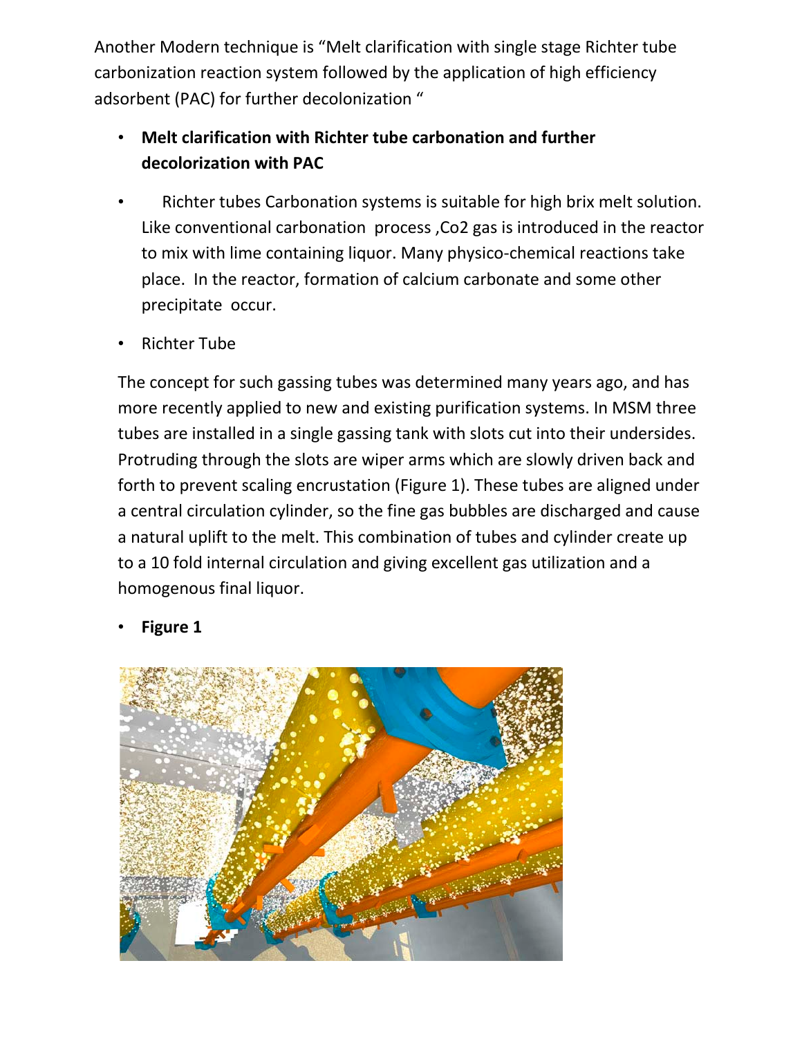Another Modern technique is “Melt clarification with single stage Richter tube carbonization reaction system followed by the application of high efficiency adsorbent (PAC) for further decolonization “

- **Melt clarification with Richter tube carbonation and further decolorization with PAC**
- Richter tubes Carbonation systems is suitable for high brix melt solution. Like conventional carbonation process ,Co2 gas is introduced in the reactor to mix with lime containing liquor. Many physico-chemical reactions take place. In the reactor, formation of calcium carbonate and some other precipitate occur.
- Richter Tube

The concept for such gassing tubes was determined many years ago, and has more recently applied to new and existing purification systems. In MSM three tubes are installed in a single gassing tank with slots cut into their undersides. Protruding through the slots are wiper arms which are slowly driven back and forth to prevent scaling encrustation (Figure 1). These tubes are aligned under a central circulation cylinder, so the fine gas bubbles are discharged and cause a natural uplift to the melt. This combination of tubes and cylinder create up to a 10 fold internal circulation and giving excellent gas utilization and a homogenous final liquor.

- **Figure 1**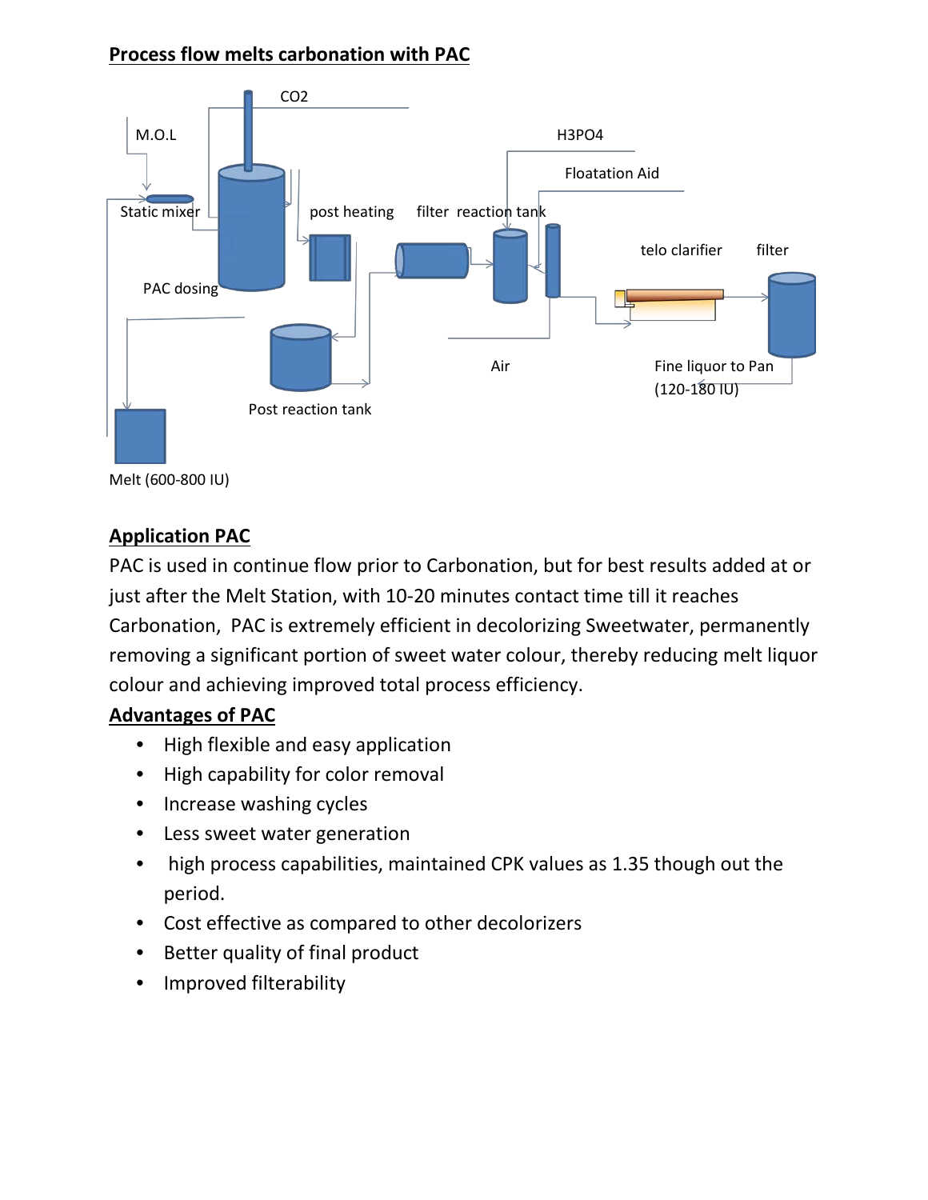## Process flow melts carbonation with PAC

CO2

M.O.L

H3PO4

Floatation Aid

Static mixer

post heating

filter reaction tank

telo clarifier

filter

PAC dosing

Air

Fine liquor to Pan (120-180 IU)

Post reaction tank

Melt (600-800 IU)

## Application PAC

PAC is used in continue flow prior to Carbonation, but for best results added at or just after the Melt Station, with 10-20 minutes contact time till it reaches Carbonation, PAC is extremely efficient in decolorizing Sweetwater, permanently removing a significant portion of sweet water colour, thereby reducing melt liquor colour and achieving improved total process efficiency.

## Advantages of PAC

- High flexible and easy application
- High capability for color removal
- Increase washing cycles
- Less sweet water generation
- high process capabilities, maintained CPK values as 1.35 though out the period.
- Cost effective as compared to other decolorizers
- Better quality of final product
- Improved filterability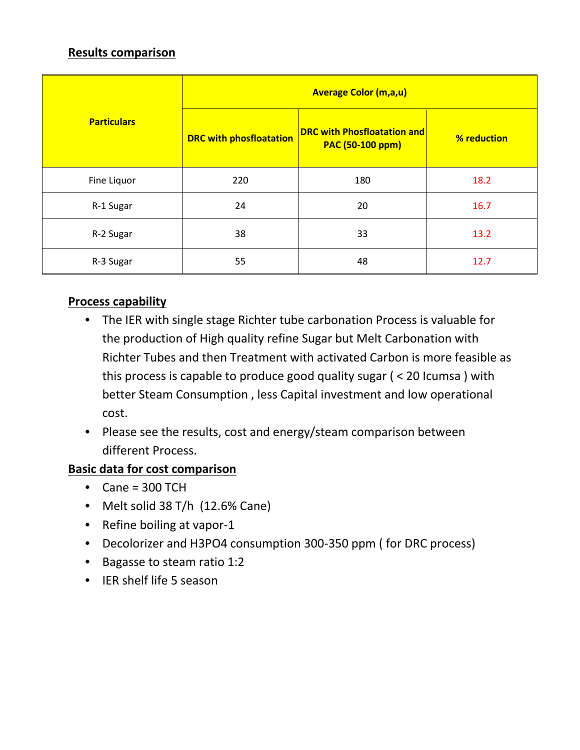## Results comparison

| Particulars | Average Color (m,a,u) | | |
|---|---|---|---|
| | DRC with phosfloatation | DRC with Phosfloatation and PAC (50-100 ppm) | % reduction |
| Fine Liquor | 220 | 180 | 18.2 |
| R-1 Sugar | 24 | 20 | 16.7 |
| R-2 Sugar | 38 | 33 | 13.2 |
| R-3 Sugar | 55 | 48 | 12.7 |

## Process capability

- The IER with single stage Richter tube carbonation Process is valuable for the production of High quality refine Sugar but Melt Carbonation with Richter Tubes and then Treatment with activated Carbon is more feasible as this process is capable to produce good quality sugar ( < 20 Icumsa ) with better Steam Consumption , less Capital investment and low operational cost.
- Please see the results, cost and energy/steam comparison between different Process.

## Basic data for cost comparison

- Cane = 300 TCH
- Melt solid 38 T/h (12.6% Cane)
- Refine boiling at vapor-1
- Decolorizer and $H_3PO_4$ consumption 300-350 ppm ( for DRC process)
- Bagasse to steam ratio 1:2
- IER shelf life 5 season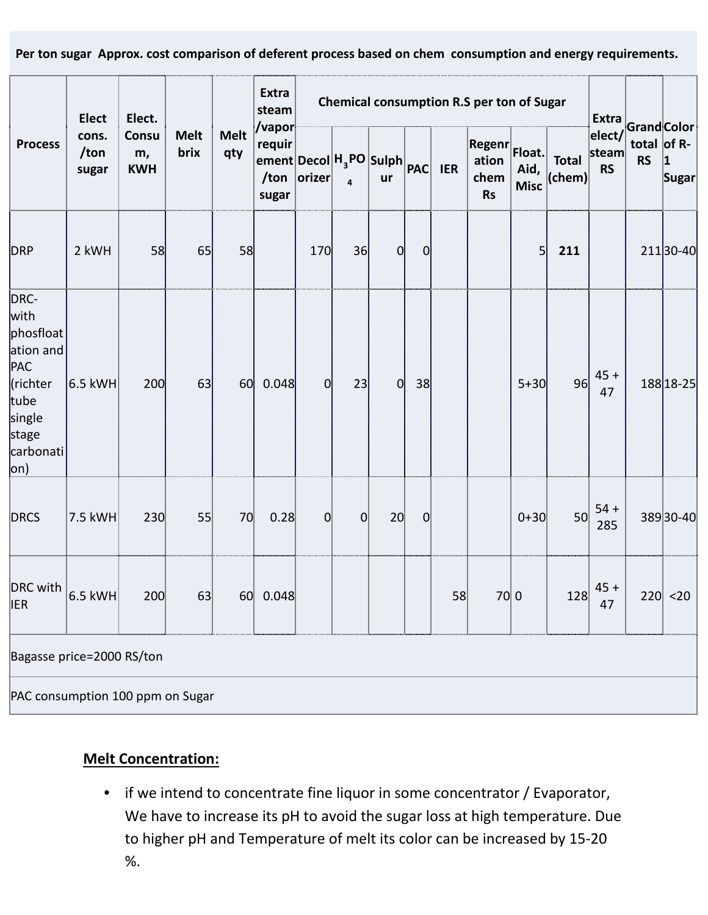**Per ton sugar Approx. cost comparison of deferent process based on chem consumption and energy requirements.**

| Process | Elect cons. /ton sugar | Elect. Consum, KWH | Melt brix | Melt qty | Extra steam /vapor requirement /ton sugar | Chemical consumption R.S per ton of Sugar | | | | | | | | Extra elect/ steam RS | Grand total RS | Color of R-1 Sugar |
|---|---|---|---|---|---|---|---|---|---|---|---|---|---|---|---|---|
| | | | | | | Decolorizer | $H_3PO_4$ | Sulphur | PAC | IER | Regenration chem Rs | Float. Aid, Misc | Total (chem) | | | |
| DRP | 2 kWH | 58 | 65 | 58 | | 170 | 36 | 0 | 0 | | | 5 | **211** | | 211 | 30-40 |
| DRC- with phosfloatation and PAC (richter tube single stage carbonation) | 6.5 kWH | 200 | 63 | 60 | 0.048 | 0 | 23 | 0 | 38 | | | 5+30 | 96 | 45 + 47 | 188 | 18-25 |
| DRCS | 7.5 kWH | 230 | 55 | 70 | 0.28 | 0 | 0 | 20 | 0 | | | 0+30 | 50 | 54 + 285 | 389 | 30-40 |
| DRC with IER | 6.5 kWH | 200 | 63 | 60 | 0.048 | | | | | 58 | 70 | 0 | 128 | 45 + 47 | 220 | <20 |

Bagasse price=2000 RS/ton

PAC consumption 100 ppm on Sugar

**Melt Concentration:**

- if we intend to concentrate fine liquor in some concentrator / Evaporator, We have to increase its pH to avoid the sugar loss at high temperature. Due to higher pH and Temperature of melt its color can be increased by 15-20 %.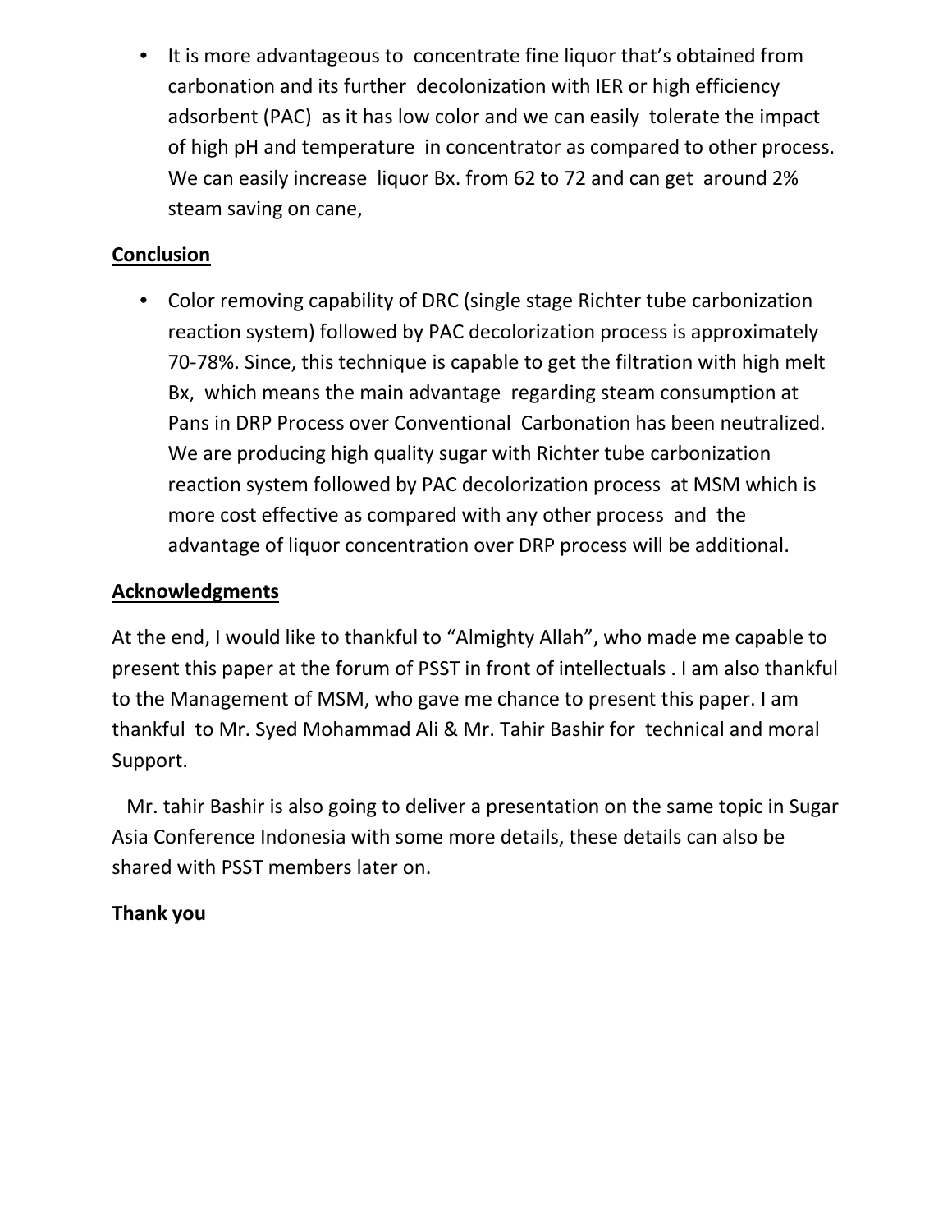- It is more advantageous to concentrate fine liquor that's obtained from carbonation and its further decolonization with IER or high efficiency adsorbent (PAC) as it has low color and we can easily tolerate the impact of high pH and temperature in concentrator as compared to other process. We can easily increase liquor Bx. from 62 to 72 and can get around 2% steam saving on cane,

**Conclusion**

- Color removing capability of DRC (single stage Richter tube carbonization reaction system) followed by PAC decolorization process is approximately 70-78%. Since, this technique is capable to get the filtration with high melt Bx, which means the main advantage regarding steam consumption at Pans in DRP Process over Conventional Carbonation has been neutralized. We are producing high quality sugar with Richter tube carbonization reaction system followed by PAC decolorization process at MSM which is more cost effective as compared with any other process and the advantage of liquor concentration over DRP process will be additional.

**Acknowledgments**

At the end, I would like to thankful to "Almighty Allah", who made me capable to present this paper at the forum of PSST in front of intellectuals . I am also thankful to the Management of MSM, who gave me chance to present this paper. I am thankful to Mr. Syed Mohammad Ali & Mr. Tahir Bashir for technical and moral Support.

Mr. tahir Bashir is also going to deliver a presentation on the same topic in Sugar Asia Conference Indonesia with some more details, these details can also be shared with PSST members later on.

**Thank you**